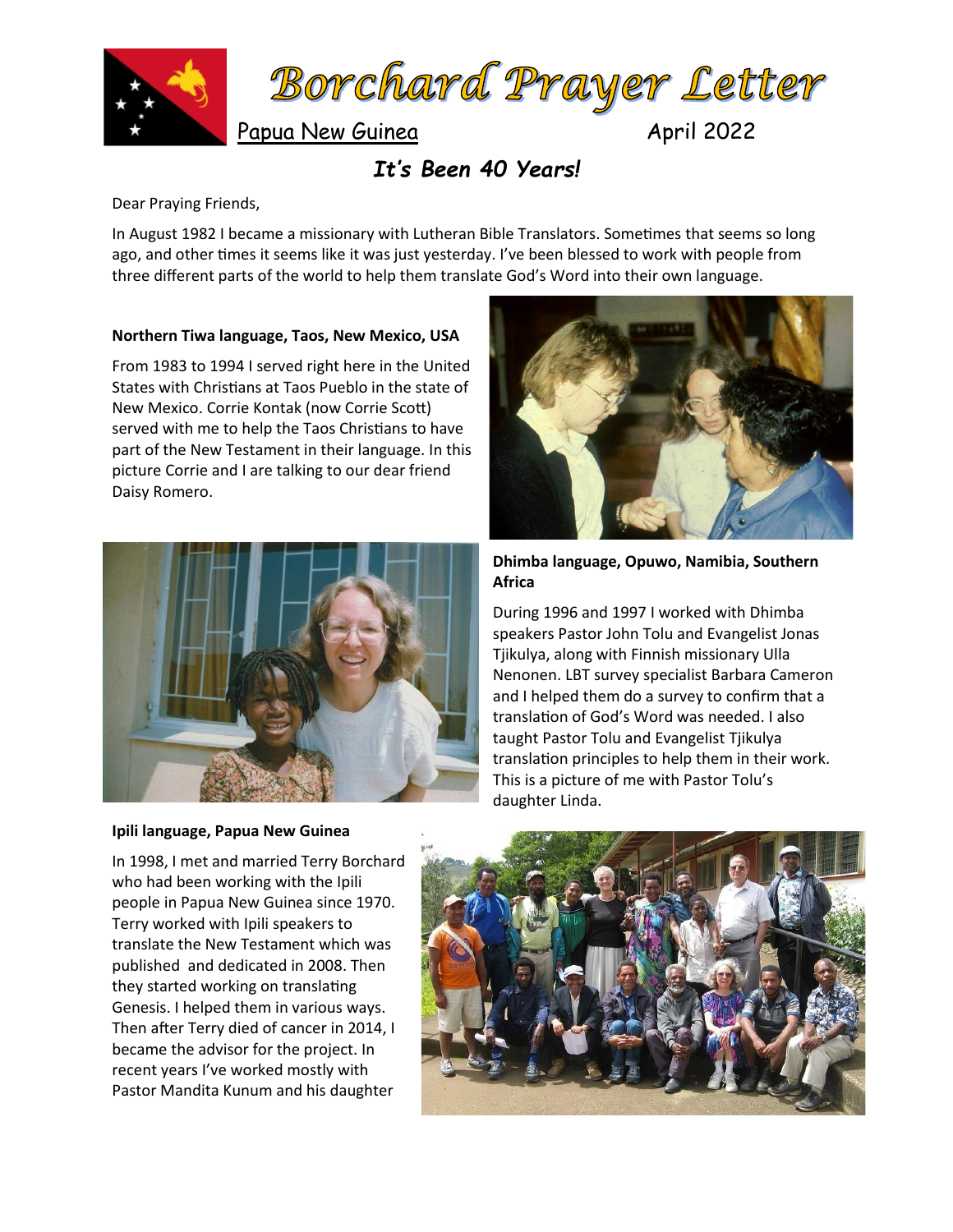# Borchard Prayer Letter

Papua New Guinea — April 2022

## *It's Been 40 Years!*

Dear Praying Friends,

In August 1982 I became a missionary with Lutheran Bible Translators. Sometimes that seems so long ago, and other times it seems like it was just yesterday. I've been blessed to work with people from three different parts of the world to help them translate God's Word into their own language.

**Northern Tiwa language, Taos, New Mexico, USA**

From 1983 to 1994 I served right here in the United States with Christians at Taos Pueblo in the state of New Mexico. Corrie Kontak (now Corrie Scott) served with me to help the Taos Christians to have part of the New Testament in their language. In this picture Corrie and I are talking to our dear friend Daisy Romero.

**Dhimba language, Opuwo, Namibia, Southern Africa**

During 1996 and 1997 I worked with Dhimba speakers Pastor John Tolu and Evangelist Jonas Tjikulya, along with Finnish missionary Ulla Nenonen. LBT survey specialist Barbara Cameron and I helped them do a survey to confirm that a translation of God's Word was needed. I also taught Pastor Tolu and Evangelist Tjikulya translation principles to help them in their work. This is a picture of me with Pastor Tolu's daughter Linda.

**Ipili language, Papua New Guinea**

In 1998, I met and married Terry Borchard who had been working with the Ipili people in Papua New Guinea since 1970. Terry worked with Ipili speakers to translate the New Testament which was published and dedicated in 2008. Then they started working on translating Genesis. I helped them in various ways. Then after Terry died of cancer in 2014, I became the advisor for the project. In recent years I've worked mostly with Pastor Mandita Kunum and his daughter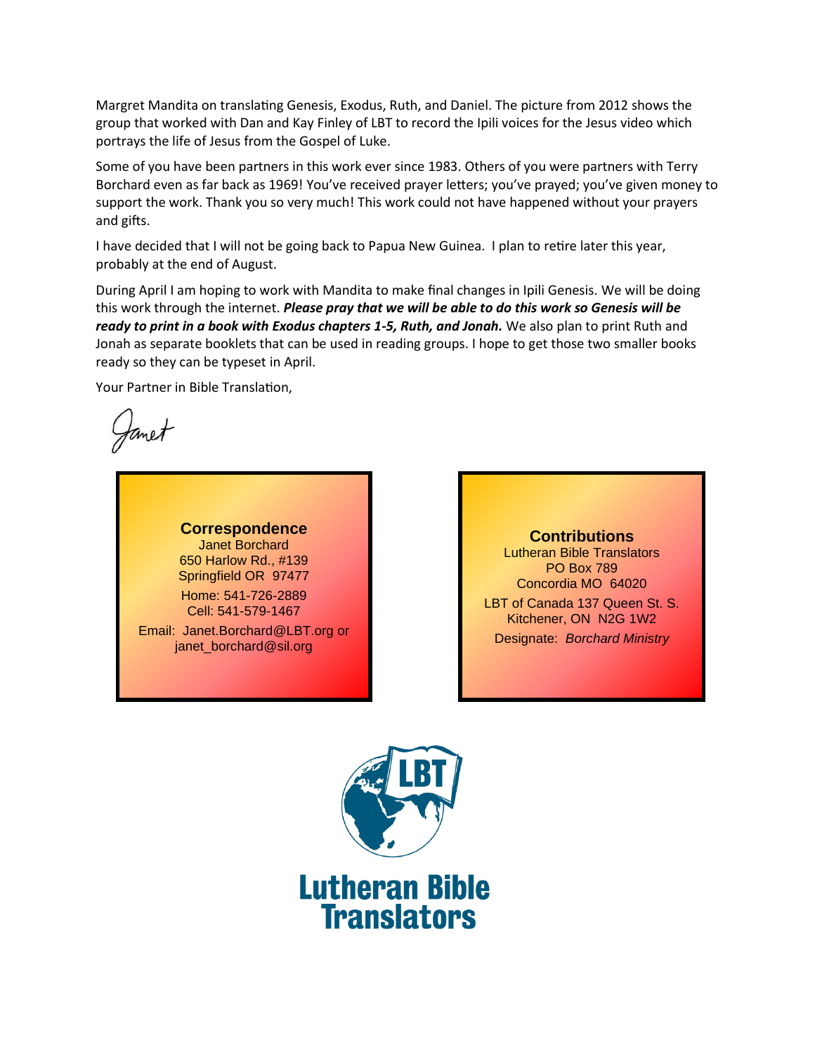Margret Mandita on translating Genesis, Exodus, Ruth, and Daniel. The picture from 2012 shows the group that worked with Dan and Kay Finley of LBT to record the Ipili voices for the Jesus video which portrays the life of Jesus from the Gospel of Luke.

Some of you have been partners in this work ever since 1983. Others of you were partners with Terry Borchard even as far back as 1969! You've received prayer letters; you've prayed; you've given money to support the work. Thank you so very much! This work could not have happened without your prayers and gifts.

I have decided that I will not be going back to Papua New Guinea. I plan to retire later this year, probably at the end of August.

During April I am hoping to work with Mandita to make final changes in Ipili Genesis. We will be doing this work through the internet. ***Please pray that we will be able to do this work so Genesis will be ready to print in a book with Exodus chapters 1-5, Ruth, and Jonah.*** We also plan to print Ruth and Jonah as separate booklets that can be used in reading groups. I hope to get those two smaller books ready so they can be typeset in April.

Your Partner in Bible Translation,

Janet

**Correspondence**
Janet Borchard
650 Harlow Rd., #139
Springfield OR 97477
Home: 541-726-2889
Cell: 541-579-1467
Email: Janet.Borchard@LBT.org or janet_borchard@sil.org

**Contributions**
Lutheran Bible Translators
PO Box 789
Concordia MO 64020
LBT of Canada 137 Queen St. S.
Kitchener, ON N2G 1W2
Designate: *Borchard Ministry*

LBT
Lutheran Bible Translators